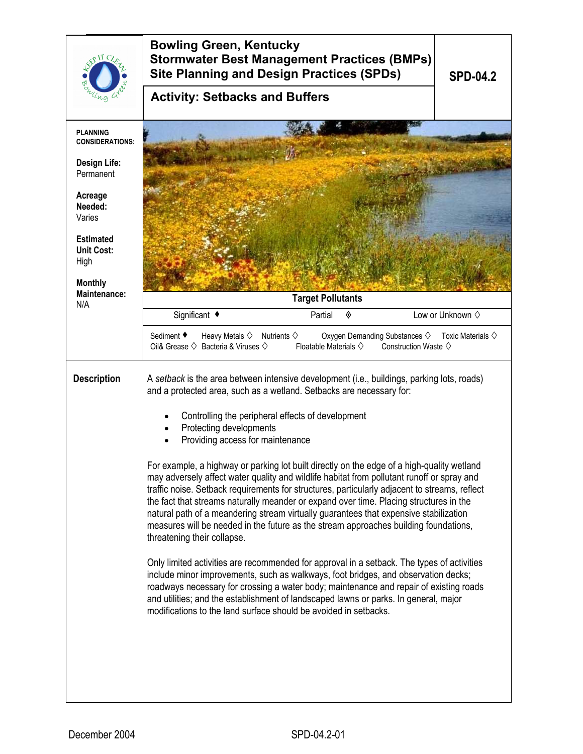# Bowling Green, Kentucky
## Stormwater Best Management Practices (BMPs)
## Site Planning and Design Practices (SPDs)

**SPD-04.2**

## Activity: Setbacks and Buffers

**PLANNING CONSIDERATIONS:**

**Design Life:** Permanent

**Acreage Needed:** Varies

**Estimated Unit Cost:** High

**Monthly Maintenance:** N/A

**Target Pollutants**

| Significant ♦ | Partial ◈ | Low or Unknown ◊ |
|---|---|---|

Sediment ♦ Heavy Metals ◊ Nutrients ◊ Oxygen Demanding Substances ◊ Toxic Materials ◊
Oil& Grease ◊ Bacteria & Viruses ◊ Floatable Materials ◊ Construction Waste ◊

### Description

A *setback* is the area between intensive development (i.e., buildings, parking lots, roads) and a protected area, such as a wetland. Setbacks are necessary for:

- Controlling the peripheral effects of development
- Protecting developments
- Providing access for maintenance

For example, a highway or parking lot built directly on the edge of a high-quality wetland may adversely affect water quality and wildlife habitat from pollutant runoff or spray and traffic noise. Setback requirements for structures, particularly adjacent to streams, reflect the fact that streams naturally meander or expand over time. Placing structures in the natural path of a meandering stream virtually guarantees that expensive stabilization measures will be needed in the future as the stream approaches building foundations, threatening their collapse.

Only limited activities are recommended for approval in a setback. The types of activities include minor improvements, such as walkways, foot bridges, and observation decks; roadways necessary for crossing a water body; maintenance and repair of existing roads and utilities; and the establishment of landscaped lawns or parks. In general, major modifications to the land surface should be avoided in setbacks.

December 2004 SPD-04.2-01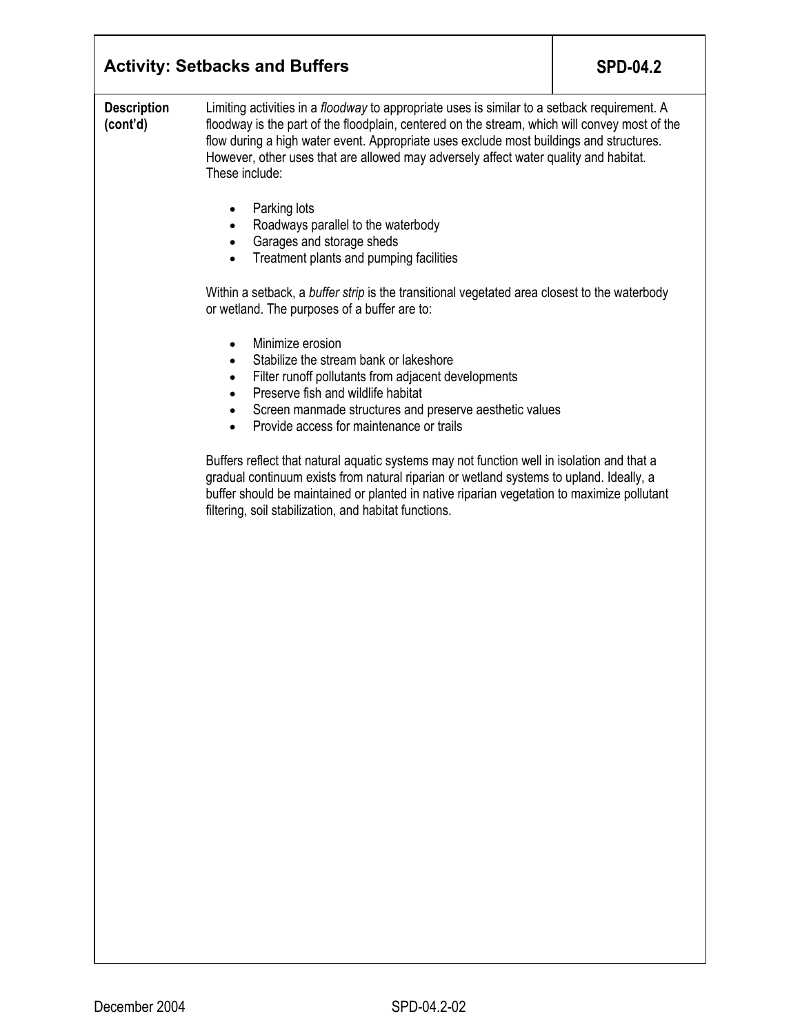## Activity: Setbacks and Buffers — SPD-04.2

**Description (cont'd)**

Limiting activities in a *floodway* to appropriate uses is similar to a setback requirement. A floodway is the part of the floodplain, centered on the stream, which will convey most of the flow during a high water event. Appropriate uses exclude most buildings and structures. However, other uses that are allowed may adversely affect water quality and habitat. These include:

- Parking lots
- Roadways parallel to the waterbody
- Garages and storage sheds
- Treatment plants and pumping facilities

Within a setback, a *buffer strip* is the transitional vegetated area closest to the waterbody or wetland. The purposes of a buffer are to:

- Minimize erosion
- Stabilize the stream bank or lakeshore
- Filter runoff pollutants from adjacent developments
- Preserve fish and wildlife habitat
- Screen manmade structures and preserve aesthetic values
- Provide access for maintenance or trails

Buffers reflect that natural aquatic systems may not function well in isolation and that a gradual continuum exists from natural riparian or wetland systems to upland. Ideally, a buffer should be maintained or planted in native riparian vegetation to maximize pollutant filtering, soil stabilization, and habitat functions.